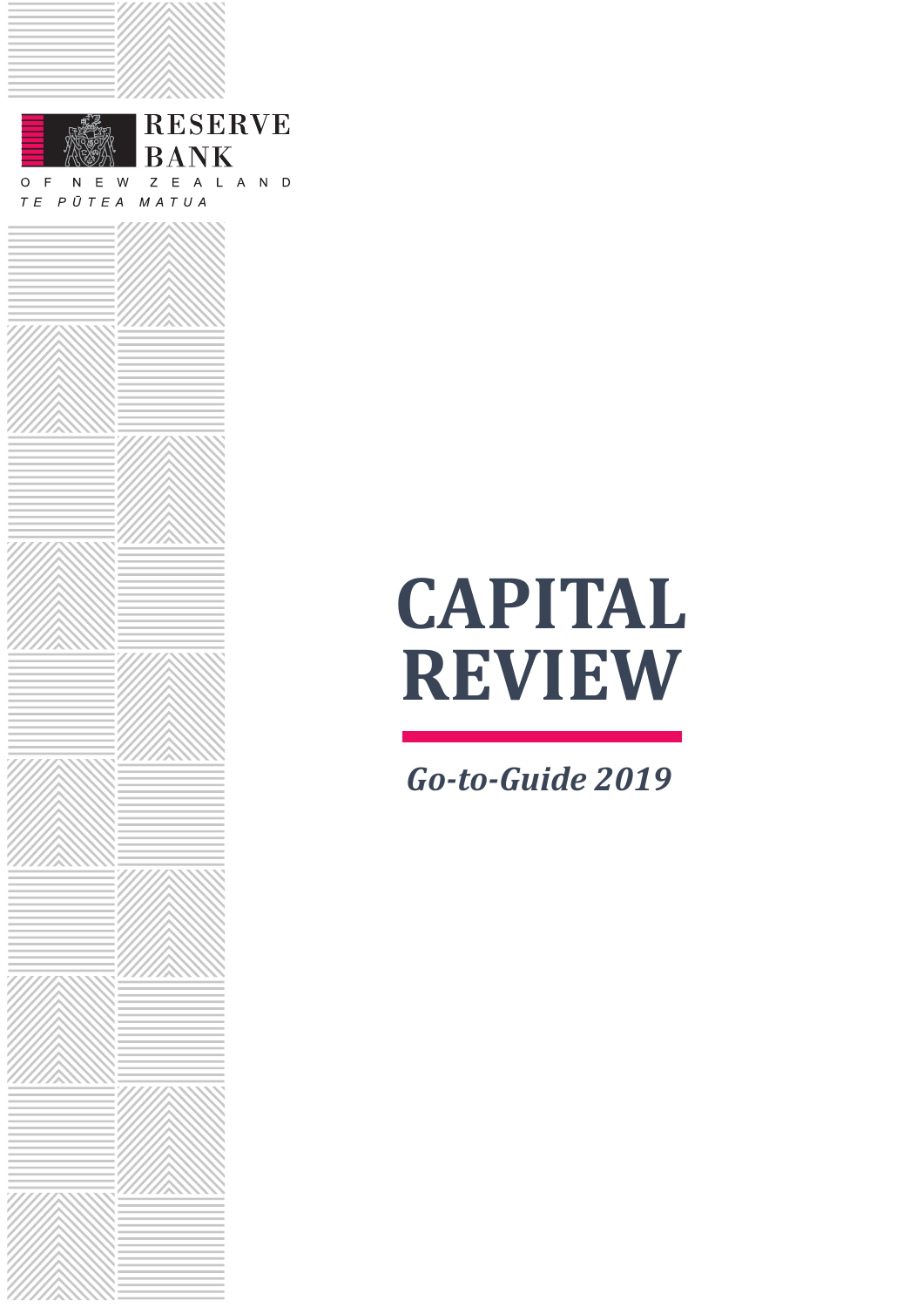RESERVE BANK

OF NEW ZEALAND

*TE PŪTEA MATUA*

# CAPITAL REVIEW

## *Go-to-Guide 2019*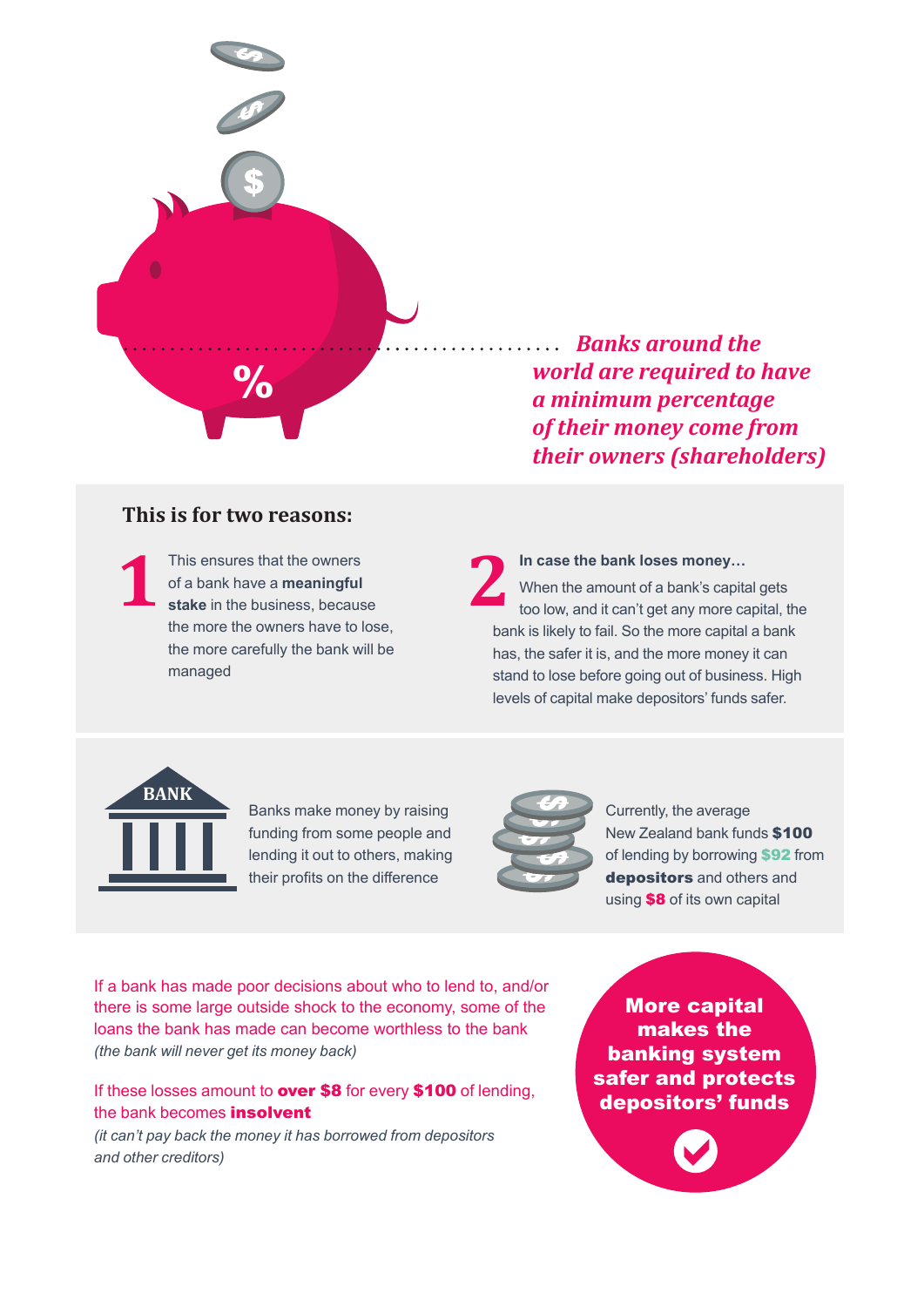*Banks around the world are required to have a minimum percentage of their money come from their owners (shareholders)*

## This is for two reasons:

**1** This ensures that the owners of a bank have a **meaningful stake** in the business, because the more the owners have to lose, the more carefully the bank will be managed

**2** **In case the bank loses money…**

When the amount of a bank's capital gets too low, and it can't get any more capital, the bank is likely to fail. So the more capital a bank has, the safer it is, and the more money it can stand to lose before going out of business. High levels of capital make depositors' funds safer.

Banks make money by raising funding from some people and lending it out to others, making their profits on the difference

Currently, the average New Zealand bank funds **$100** of lending by borrowing **$92** from **depositors** and others and using **$8** of its own capital

If a bank has made poor decisions about who to lend to, and/or there is some large outside shock to the economy, some of the loans the bank has made can become worthless to the bank *(the bank will never get its money back)*

If these losses amount to **over $8** for every **$100** of lending, the bank becomes **insolvent** *(it can't pay back the money it has borrowed from depositors and other creditors)*

**More capital makes the banking system safer and protects depositors' funds**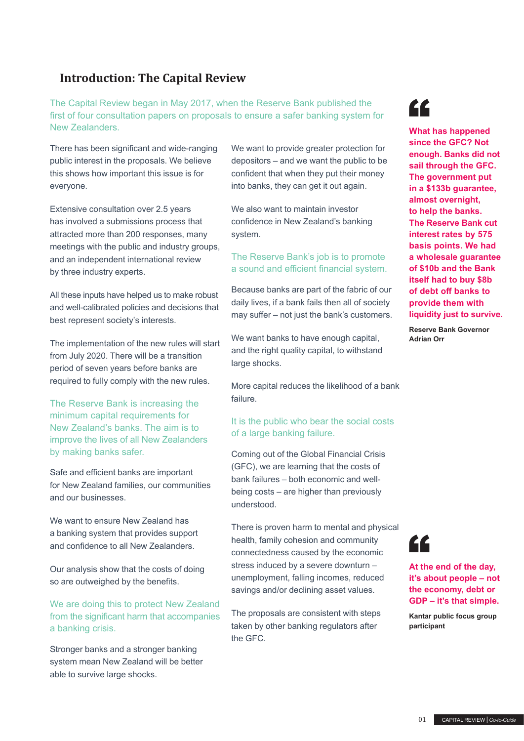## Introduction: The Capital Review

The Capital Review began in May 2017, when the Reserve Bank published the first of four consultation papers on proposals to ensure a safer banking system for New Zealanders.

There has been significant and wide-ranging public interest in the proposals. We believe this shows how important this issue is for everyone.

Extensive consultation over 2.5 years has involved a submissions process that attracted more than 200 responses, many meetings with the public and industry groups, and an independent international review by three industry experts.

All these inputs have helped us to make robust and well-calibrated policies and decisions that best represent society's interests.

The implementation of the new rules will start from July 2020. There will be a transition period of seven years before banks are required to fully comply with the new rules.

The Reserve Bank is increasing the minimum capital requirements for New Zealand's banks. The aim is to improve the lives of all New Zealanders by making banks safer.

Safe and efficient banks are important for New Zealand families, our communities and our businesses.

We want to ensure New Zealand has a banking system that provides support and confidence to all New Zealanders.

Our analysis show that the costs of doing so are outweighed by the benefits.

We are doing this to protect New Zealand from the significant harm that accompanies a banking crisis.

Stronger banks and a stronger banking system mean New Zealand will be better able to survive large shocks.

We want to provide greater protection for depositors – and we want the public to be confident that when they put their money into banks, they can get it out again.

We also want to maintain investor confidence in New Zealand's banking system.

The Reserve Bank's job is to promote a sound and efficient financial system.

Because banks are part of the fabric of our daily lives, if a bank fails then all of society may suffer – not just the bank's customers.

We want banks to have enough capital, and the right quality capital, to withstand large shocks.

More capital reduces the likelihood of a bank failure.

It is the public who bear the social costs of a large banking failure.

Coming out of the Global Financial Crisis (GFC), we are learning that the costs of bank failures – both economic and well-being costs – are higher than previously understood.

There is proven harm to mental and physical health, family cohesion and community connectedness caused by the economic stress induced by a severe downturn – unemployment, falling incomes, reduced savings and/or declining asset values.

The proposals are consistent with steps taken by other banking regulators after the GFC.

> **What has happened since the GFC? Not enough. Banks did not sail through the GFC. The government put in a $133b guarantee, almost overnight, to help the banks. The Reserve Bank cut interest rates by 575 basis points. We had a wholesale guarantee of $10b and the Bank itself had to buy $8b of debt off banks to provide them with liquidity just to survive.**
>
> **Reserve Bank Governor Adrian Orr**

> **At the end of the day, it's about people – not the economy, debt or GDP – it's that simple.**
>
> **Kantar public focus group participant**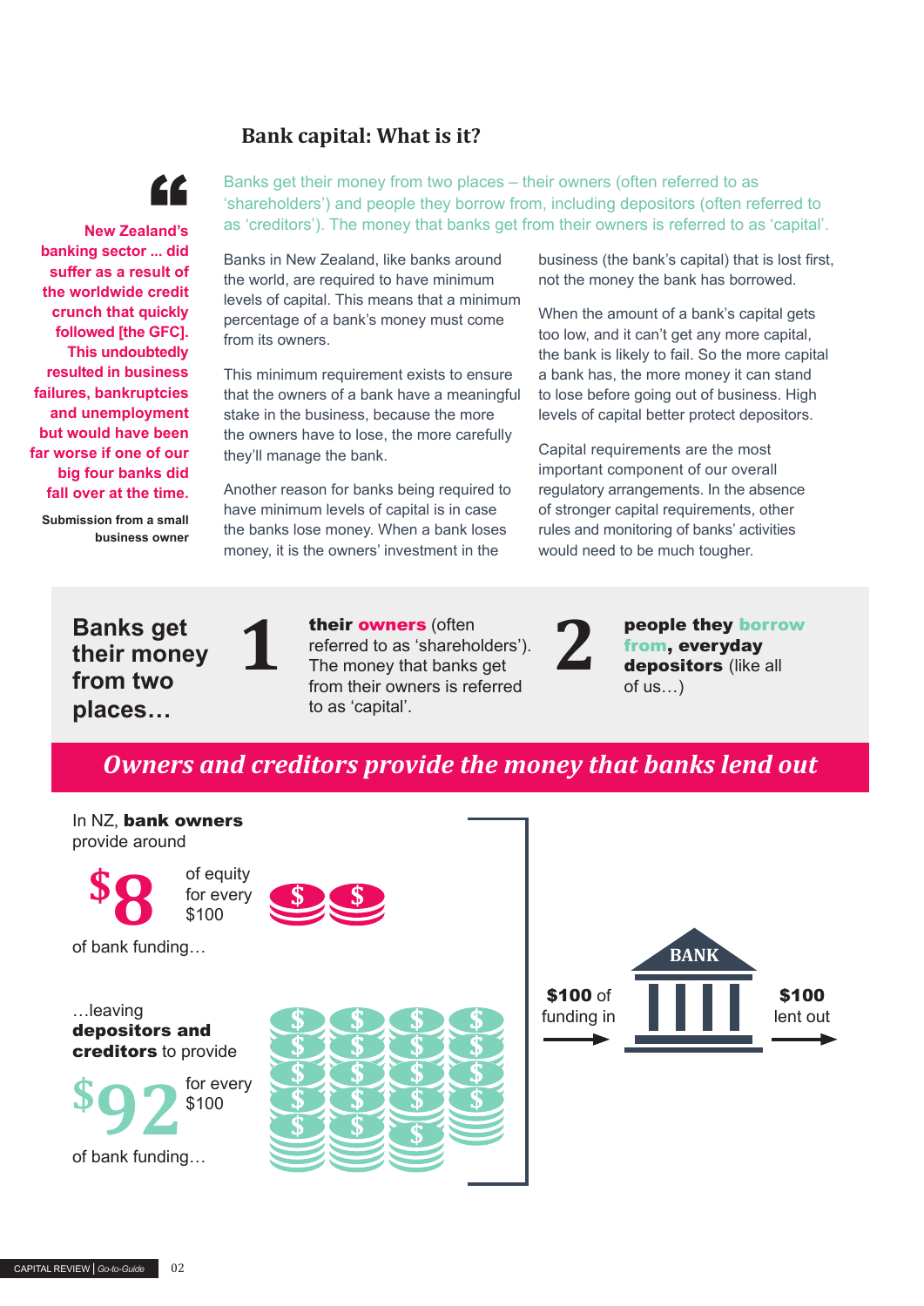## Bank capital: What is it?

> **New Zealand's banking sector ... did suffer as a result of the worldwide credit crunch that quickly followed [the GFC]. This undoubtedly resulted in business failures, bankruptcies and unemployment but would have been far worse if one of our big four banks did fall over at the time.**
>
> **Submission from a small business owner**

Banks get their money from two places – their owners (often referred to as 'shareholders') and people they borrow from, including depositors (often referred to as 'creditors'). The money that banks get from their owners is referred to as 'capital'.

Banks in New Zealand, like banks around the world, are required to have minimum levels of capital. This means that a minimum percentage of a bank's money must come from its owners.

This minimum requirement exists to ensure that the owners of a bank have a meaningful stake in the business, because the more the owners have to lose, the more carefully they'll manage the bank.

Another reason for banks being required to have minimum levels of capital is in case the banks lose money. When a bank loses money, it is the owners' investment in the business (the bank's capital) that is lost first, not the money the bank has borrowed.

When the amount of a bank's capital gets too low, and it can't get any more capital, the bank is likely to fail. So the more capital a bank has, the more money it can stand to lose before going out of business. High levels of capital better protect depositors.

Capital requirements are the most important component of our overall regulatory arrangements. In the absence of stronger capital requirements, other rules and monitoring of banks' activities would need to be much tougher.

**Banks get their money from two places…**

**1** **their owners** (often referred to as 'shareholders'). The money that banks get from their owners is referred to as 'capital'.

**2** **people they borrow from, everyday depositors** (like all of us…)

***Owners and creditors provide the money that banks lend out***

In NZ, **bank owners** provide around **$8** of equity for every $100 of bank funding…

…leaving **depositors and creditors** to provide **$92** for every $100 of bank funding…

**$100** of funding in → BANK → **$100** lent out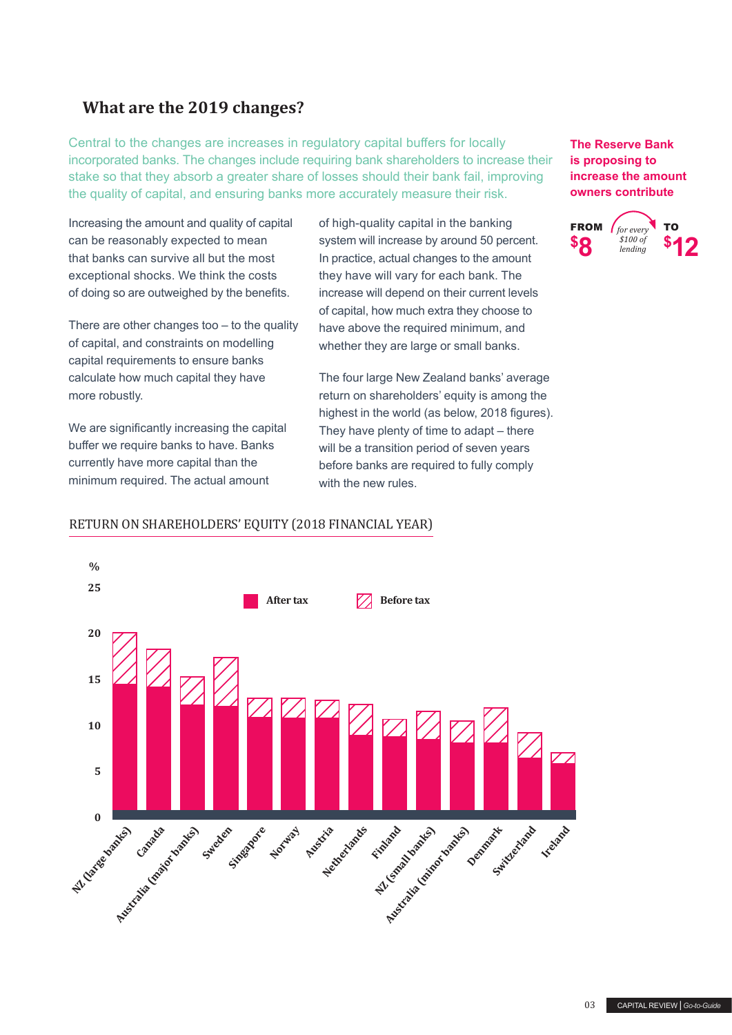## What are the 2019 changes?

Central to the changes are increases in regulatory capital buffers for locally incorporated banks. The changes include requiring bank shareholders to increase their stake so that they absorb a greater share of losses should their bank fail, improving the quality of capital, and ensuring banks more accurately measure their risk.

**The Reserve Bank is proposing to increase the amount owners contribute**

**FROM $8** *for every $100 of lending* **TO $12**

Increasing the amount and quality of capital can be reasonably expected to mean that banks can survive all but the most exceptional shocks. We think the costs of doing so are outweighed by the benefits.

There are other changes too – to the quality of capital, and constraints on modelling capital requirements to ensure banks calculate how much capital they have more robustly.

We are significantly increasing the capital buffer we require banks to have. Banks currently have more capital than the minimum required. The actual amount of high-quality capital in the banking system will increase by around 50 percent. In practice, actual changes to the amount they have will vary for each bank. The increase will depend on their current levels of capital, how much extra they choose to have above the required minimum, and whether they are large or small banks.

The four large New Zealand banks' average return on shareholders' equity is among the highest in the world (as below, 2018 figures). They have plenty of time to adapt – there will be a transition period of seven years before banks are required to fully comply with the new rules.

RETURN ON SHAREHOLDERS' EQUITY (2018 FINANCIAL YEAR)

%

Legend: After tax / Before tax

Categories: NZ (large banks), Canada, Australia (major banks), Sweden, Singapore, Norway, Austria, Netherlands, Finland, NZ (small banks), Australia (minor banks), Denmark, Switzerland, Ireland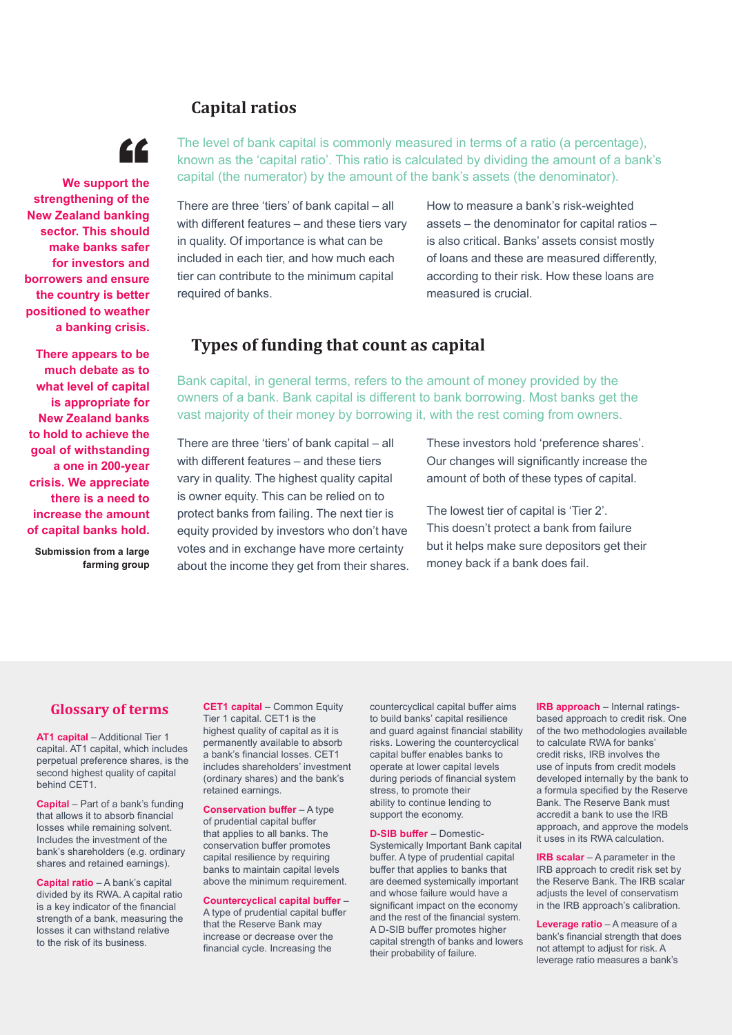## Capital ratios

The level of bank capital is commonly measured in terms of a ratio (a percentage), known as the 'capital ratio'. This ratio is calculated by dividing the amount of a bank's capital (the numerator) by the amount of the bank's assets (the denominator).

There are three 'tiers' of bank capital – all with different features – and these tiers vary in quality. Of importance is what can be included in each tier, and how much each tier can contribute to the minimum capital required of banks.

How to measure a bank's risk-weighted assets – the denominator for capital ratios – is also critical. Banks' assets consist mostly of loans and these are measured differently, according to their risk. How these loans are measured is crucial.

> **We support the strengthening of the New Zealand banking sector. This should make banks safer for investors and borrowers and ensure the country is better positioned to weather a banking crisis.**
>
> **There appears to be much debate as to what level of capital is appropriate for New Zealand banks to hold to achieve the goal of withstanding a one in 200-year crisis. We appreciate there is a need to increase the amount of capital banks hold.**
>
> **Submission from a large farming group**

## Types of funding that count as capital

Bank capital, in general terms, refers to the amount of money provided by the owners of a bank. Bank capital is different to bank borrowing. Most banks get the vast majority of their money by borrowing it, with the rest coming from owners.

There are three 'tiers' of bank capital – all with different features – and these tiers vary in quality. The highest quality capital is owner equity. This can be relied on to protect banks from failing. The next tier is equity provided by investors who don't have votes and in exchange have more certainty about the income they get from their shares. These investors hold 'preference shares'. Our changes will significantly increase the amount of both of these types of capital.

The lowest tier of capital is 'Tier 2'. This doesn't protect a bank from failure but it helps make sure depositors get their money back if a bank does fail.

## Glossary of terms

**AT1 capital** – Additional Tier 1 capital. AT1 capital, which includes perpetual preference shares, is the second highest quality of capital behind CET1.

**Capital** – Part of a bank's funding that allows it to absorb financial losses while remaining solvent. Includes the investment of the bank's shareholders (e.g. ordinary shares and retained earnings).

**Capital ratio** – A bank's capital divided by its RWA. A capital ratio is a key indicator of the financial strength of a bank, measuring the losses it can withstand relative to the risk of its business.

**CET1 capital** – Common Equity Tier 1 capital. CET1 is the highest quality of capital as it is permanently available to absorb a bank's financial losses. CET1 includes shareholders' investment (ordinary shares) and the bank's retained earnings.

**Conservation buffer** – A type of prudential capital buffer that applies to all banks. The conservation buffer promotes capital resilience by requiring banks to maintain capital levels above the minimum requirement.

**Countercyclical capital buffer** – A type of prudential capital buffer that the Reserve Bank may increase or decrease over the financial cycle. Increasing the countercyclical capital buffer aims to build banks' capital resilience and guard against financial stability risks. Lowering the countercyclical capital buffer enables banks to operate at lower capital levels during periods of financial system stress, to promote their ability to continue lending to support the economy.

**D-SIB buffer** – Domestic-Systemically Important Bank capital buffer. A type of prudential capital buffer that applies to banks that are deemed systemically important and whose failure would have a significant impact on the economy and the rest of the financial system. A D-SIB buffer promotes higher capital strength of banks and lowers their probability of failure.

**IRB approach** – Internal ratings-based approach to credit risk. One of the two methodologies available to calculate RWA for banks' credit risks, IRB involves the use of inputs from credit models developed internally by the bank to a formula specified by the Reserve Bank. The Reserve Bank must accredit a bank to use the IRB approach, and approve the models it uses in its RWA calculation.

**IRB scalar** – A parameter in the IRB approach to credit risk set by the Reserve Bank. The IRB scalar adjusts the level of conservatism in the IRB approach's calibration.

**Leverage ratio** – A measure of a bank's financial strength that does not attempt to adjust for risk. A leverage ratio measures a bank's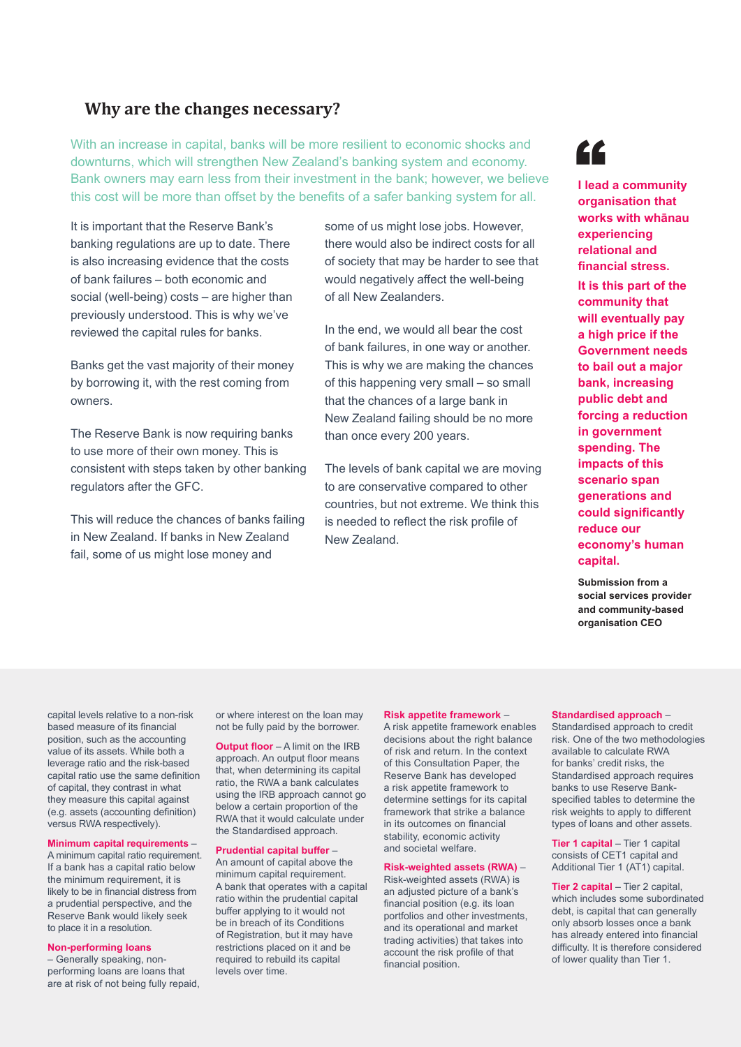## Why are the changes necessary?

With an increase in capital, banks will be more resilient to economic shocks and downturns, which will strengthen New Zealand's banking system and economy. Bank owners may earn less from their investment in the bank; however, we believe this cost will be more than offset by the benefits of a safer banking system for all.

It is important that the Reserve Bank's banking regulations are up to date. There is also increasing evidence that the costs of bank failures – both economic and social (well-being) costs – are higher than previously understood. This is why we've reviewed the capital rules for banks.

Banks get the vast majority of their money by borrowing it, with the rest coming from owners.

The Reserve Bank is now requiring banks to use more of their own money. This is consistent with steps taken by other banking regulators after the GFC.

This will reduce the chances of banks failing in New Zealand. If banks in New Zealand fail, some of us might lose money and some of us might lose jobs. However, there would also be indirect costs for all of society that may be harder to see that would negatively affect the well-being of all New Zealanders.

In the end, we would all bear the cost of bank failures, in one way or another. This is why we are making the chances of this happening very small – so small that the chances of a large bank in New Zealand failing should be no more than once every 200 years.

The levels of bank capital we are moving to are conservative compared to other countries, but not extreme. We think this is needed to reflect the risk profile of New Zealand.

> **I lead a community organisation that works with whānau experiencing relational and financial stress.**
>
> **It is this part of the community that will eventually pay a high price if the Government needs to bail out a major bank, increasing public debt and forcing a reduction in government spending. The impacts of this scenario span generations and could significantly reduce our economy's human capital.**
>
> **Submission from a social services provider and community-based organisation CEO**

capital levels relative to a non-risk based measure of its financial position, such as the accounting value of its assets. While both a leverage ratio and the risk-based capital ratio use the same definition of capital, they contrast in what they measure this capital against (e.g. assets (accounting definition) versus RWA respectively).

**Minimum capital requirements** – A minimum capital ratio requirement. If a bank has a capital ratio below the minimum requirement, it is likely to be in financial distress from a prudential perspective, and the Reserve Bank would likely seek to place it in a resolution.

**Non-performing loans** – Generally speaking, non-performing loans are loans that are at risk of not being fully repaid, or where interest on the loan may not be fully paid by the borrower.

**Output floor** – A limit on the IRB approach. An output floor means that, when determining its capital ratio, the RWA a bank calculates using the IRB approach cannot go below a certain proportion of the RWA that it would calculate under the Standardised approach.

**Prudential capital buffer** – An amount of capital above the minimum capital requirement. A bank that operates with a capital ratio within the prudential capital buffer applying to it would not be in breach of its Conditions of Registration, but it may have restrictions placed on it and be required to rebuild its capital levels over time.

**Risk appetite framework** – A risk appetite framework enables decisions about the right balance of risk and return. In the context of this Consultation Paper, the Reserve Bank has developed a risk appetite framework to determine settings for its capital framework that strike a balance in its outcomes on financial stability, economic activity and societal welfare.

**Risk-weighted assets (RWA)** – Risk-weighted assets (RWA) is an adjusted picture of a bank's financial position (e.g. its loan portfolios and other investments, and its operational and market trading activities) that takes into account the risk profile of that financial position.

**Standardised approach** – Standardised approach to credit risk. One of the two methodologies available to calculate RWA for banks' credit risks, the Standardised approach requires banks to use Reserve Bank-specified tables to determine the risk weights to apply to different types of loans and other assets.

**Tier 1 capital** – Tier 1 capital consists of CET1 capital and Additional Tier 1 (AT1) capital.

**Tier 2 capital** – Tier 2 capital, which includes some subordinated debt, is capital that can generally only absorb losses once a bank has already entered into financial difficulty. It is therefore considered of lower quality than Tier 1.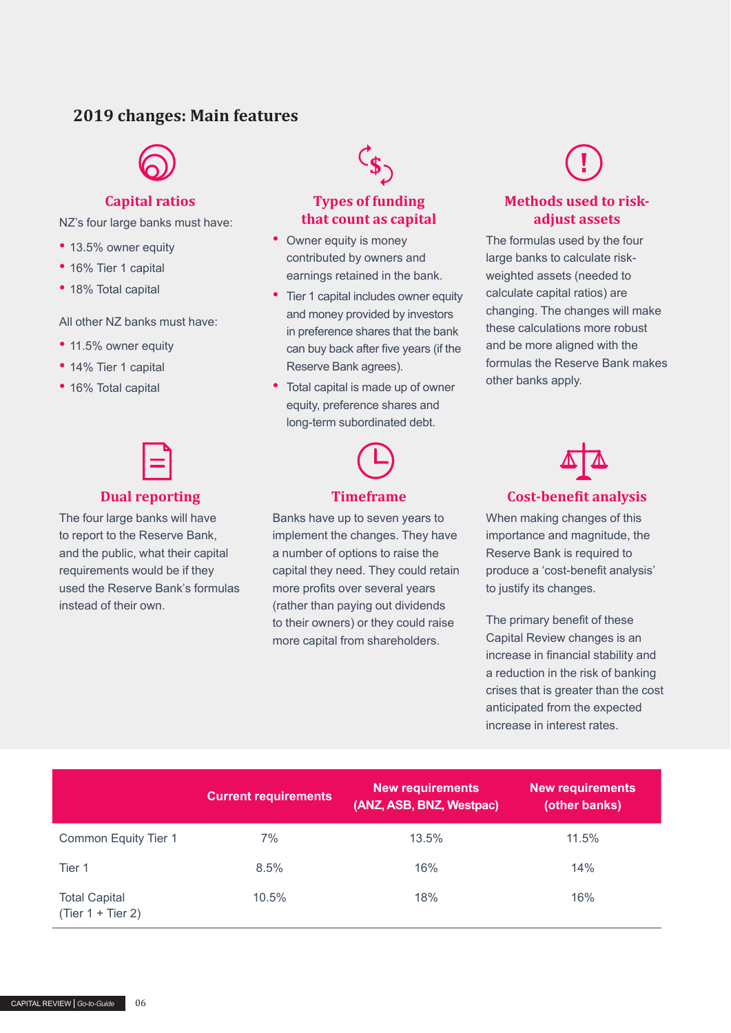## 2019 changes: Main features

### Capital ratios

NZ's four large banks must have:

- 13.5% owner equity
- 16% Tier 1 capital
- 18% Total capital

All other NZ banks must have:

- 11.5% owner equity
- 14% Tier 1 capital
- 16% Total capital

### Types of funding that count as capital

- Owner equity is money contributed by owners and earnings retained in the bank.
- Tier 1 capital includes owner equity and money provided by investors in preference shares that the bank can buy back after five years (if the Reserve Bank agrees).
- Total capital is made up of owner equity, preference shares and long-term subordinated debt.

### Methods used to risk-adjust assets

The formulas used by the four large banks to calculate risk-weighted assets (needed to calculate capital ratios) are changing. The changes will make these calculations more robust and be more aligned with the formulas the Reserve Bank makes other banks apply.

### Dual reporting

The four large banks will have to report to the Reserve Bank, and the public, what their capital requirements would be if they used the Reserve Bank's formulas instead of their own.

### Timeframe

Banks have up to seven years to implement the changes. They have a number of options to raise the capital they need. They could retain more profits over several years (rather than paying out dividends to their owners) or they could raise more capital from shareholders.

### Cost-benefit analysis

When making changes of this importance and magnitude, the Reserve Bank is required to produce a 'cost-benefit analysis' to justify its changes.

The primary benefit of these Capital Review changes is an increase in financial stability and a reduction in the risk of banking crises that is greater than the cost anticipated from the expected increase in interest rates.

| | Current requirements | New requirements (ANZ, ASB, BNZ, Westpac) | New requirements (other banks) |
|---|---|---|---|
| Common Equity Tier 1 | 7% | 13.5% | 11.5% |
| Tier 1 | 8.5% | 16% | 14% |
| Total Capital (Tier 1 + Tier 2) | 10.5% | 18% | 16% |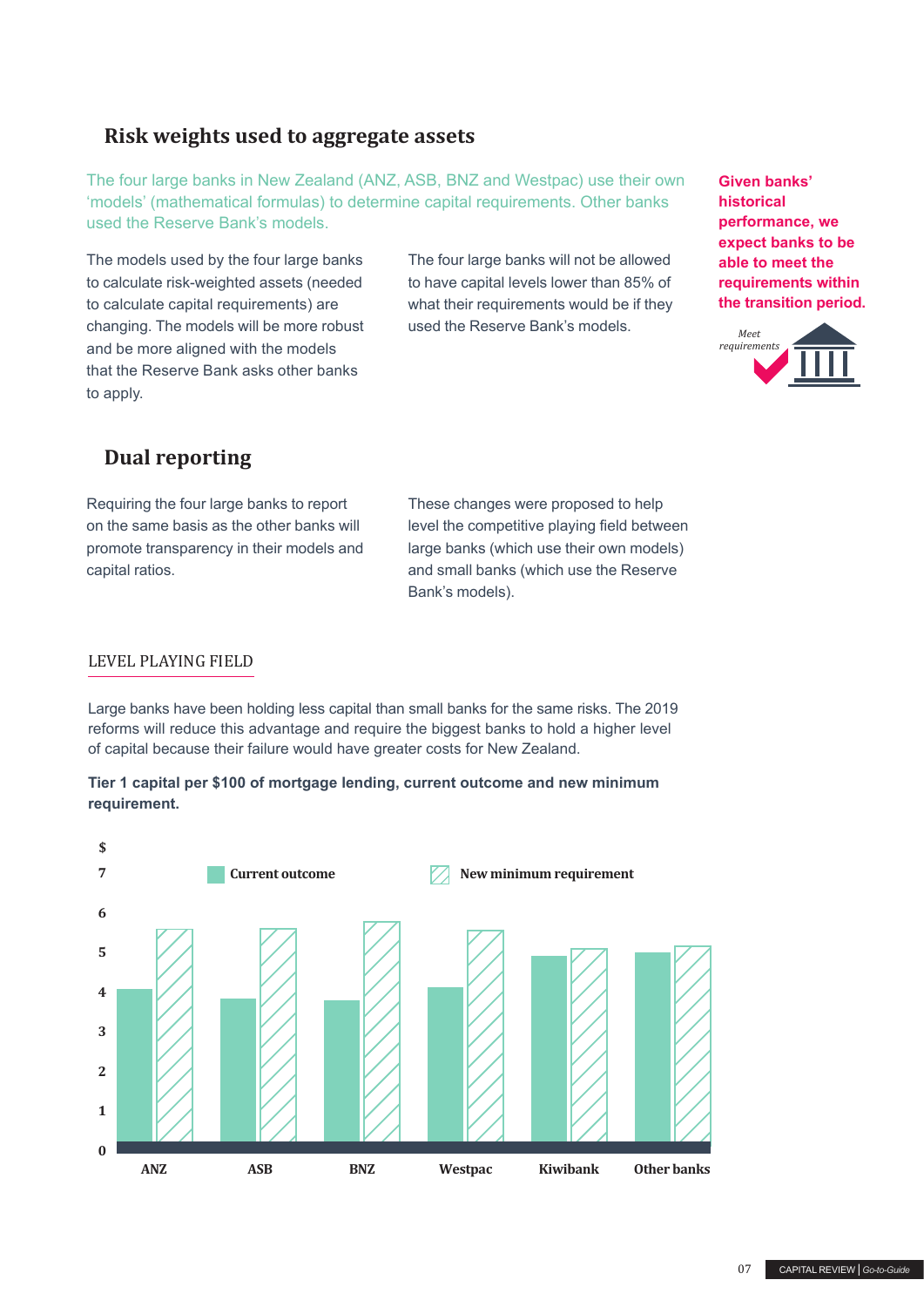## Risk weights used to aggregate assets

The four large banks in New Zealand (ANZ, ASB, BNZ and Westpac) use their own 'models' (mathematical formulas) to determine capital requirements. Other banks used the Reserve Bank's models.

The models used by the four large banks to calculate risk-weighted assets (needed to calculate capital requirements) are changing. The models will be more robust and be more aligned with the models that the Reserve Bank asks other banks to apply.

The four large banks will not be allowed to have capital levels lower than 85% of what their requirements would be if they used the Reserve Bank's models.

**Given banks' historical performance, we expect banks to be able to meet the requirements within the transition period.**

*Meet requirements*

## Dual reporting

Requiring the four large banks to report on the same basis as the other banks will promote transparency in their models and capital ratios.

These changes were proposed to help level the competitive playing field between large banks (which use their own models) and small banks (which use the Reserve Bank's models).

### LEVEL PLAYING FIELD

Large banks have been holding less capital than small banks for the same risks. The 2019 reforms will reduce this advantage and require the biggest banks to hold a higher level of capital because their failure would have greater costs for New Zealand.

**Tier 1 capital per $100 of mortgage lending, current outcome and new minimum requirement.**

$ (y-axis: 0–7)

Legend: Current outcome; New minimum requirement

Banks: ANZ, ASB, BNZ, Westpac, Kiwibank, Other banks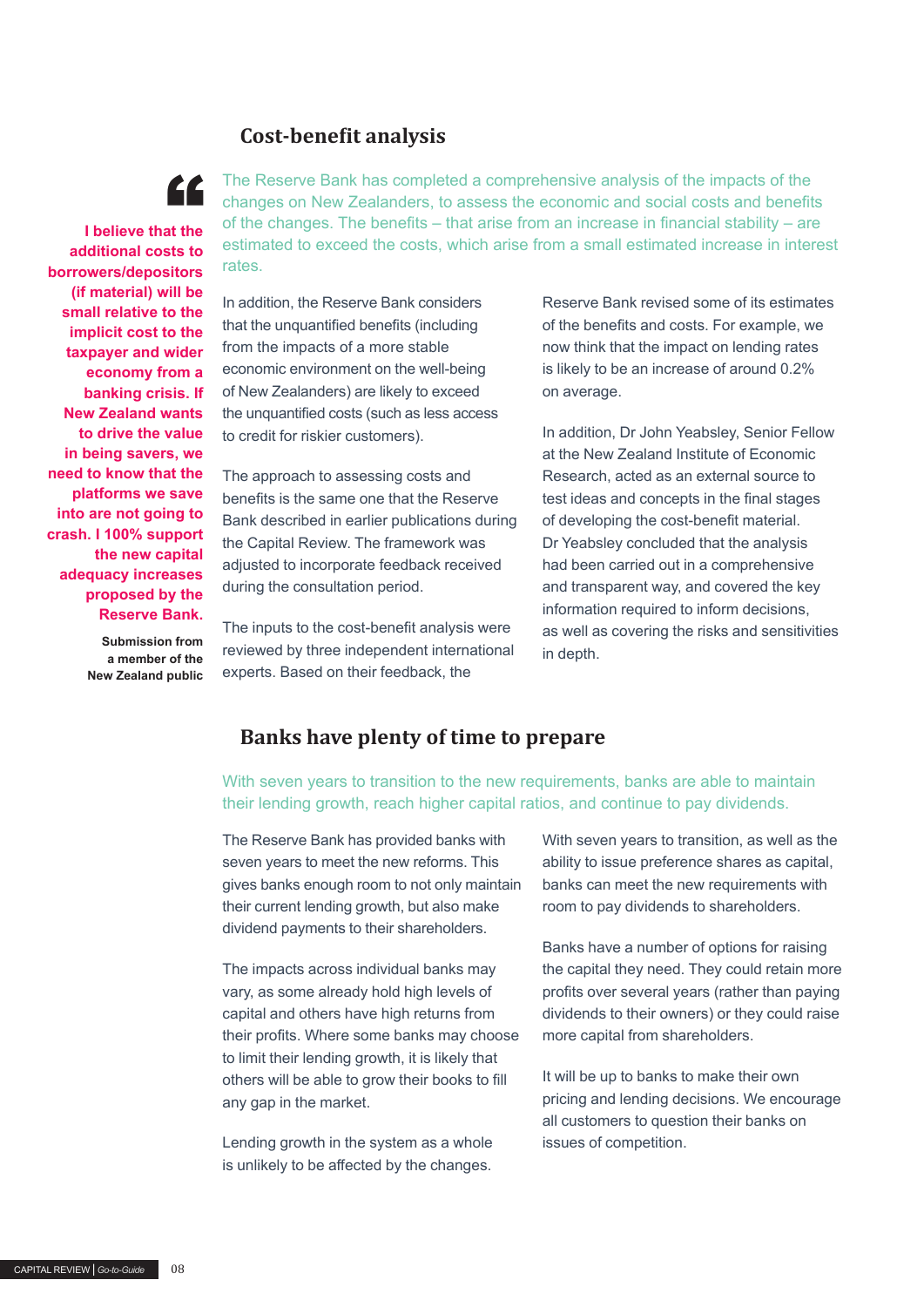## Cost-benefit analysis

> **I believe that the additional costs to borrowers/depositors (if material) will be small relative to the implicit cost to the taxpayer and wider economy from a banking crisis. If New Zealand wants to drive the value in being savers, we need to know that the platforms we save into are not going to crash. I 100% support the new capital adequacy increases proposed by the Reserve Bank.**
>
> **Submission from a member of the New Zealand public**

The Reserve Bank has completed a comprehensive analysis of the impacts of the changes on New Zealanders, to assess the economic and social costs and benefits of the changes. The benefits – that arise from an increase in financial stability – are estimated to exceed the costs, which arise from a small estimated increase in interest rates.

In addition, the Reserve Bank considers that the unquantified benefits (including from the impacts of a more stable economic environment on the well-being of New Zealanders) are likely to exceed the unquantified costs (such as less access to credit for riskier customers).

The approach to assessing costs and benefits is the same one that the Reserve Bank described in earlier publications during the Capital Review. The framework was adjusted to incorporate feedback received during the consultation period.

The inputs to the cost-benefit analysis were reviewed by three independent international experts. Based on their feedback, the Reserve Bank revised some of its estimates of the benefits and costs. For example, we now think that the impact on lending rates is likely to be an increase of around 0.2% on average.

In addition, Dr John Yeabsley, Senior Fellow at the New Zealand Institute of Economic Research, acted as an external source to test ideas and concepts in the final stages of developing the cost-benefit material. Dr Yeabsley concluded that the analysis had been carried out in a comprehensive and transparent way, and covered the key information required to inform decisions, as well as covering the risks and sensitivities in depth.

## Banks have plenty of time to prepare

With seven years to transition to the new requirements, banks are able to maintain their lending growth, reach higher capital ratios, and continue to pay dividends.

The Reserve Bank has provided banks with seven years to meet the new reforms. This gives banks enough room to not only maintain their current lending growth, but also make dividend payments to their shareholders.

The impacts across individual banks may vary, as some already hold high levels of capital and others have high returns from their profits. Where some banks may choose to limit their lending growth, it is likely that others will be able to grow their books to fill any gap in the market.

Lending growth in the system as a whole is unlikely to be affected by the changes.

With seven years to transition, as well as the ability to issue preference shares as capital, banks can meet the new requirements with room to pay dividends to shareholders.

Banks have a number of options for raising the capital they need. They could retain more profits over several years (rather than paying dividends to their owners) or they could raise more capital from shareholders.

It will be up to banks to make their own pricing and lending decisions. We encourage all customers to question their banks on issues of competition.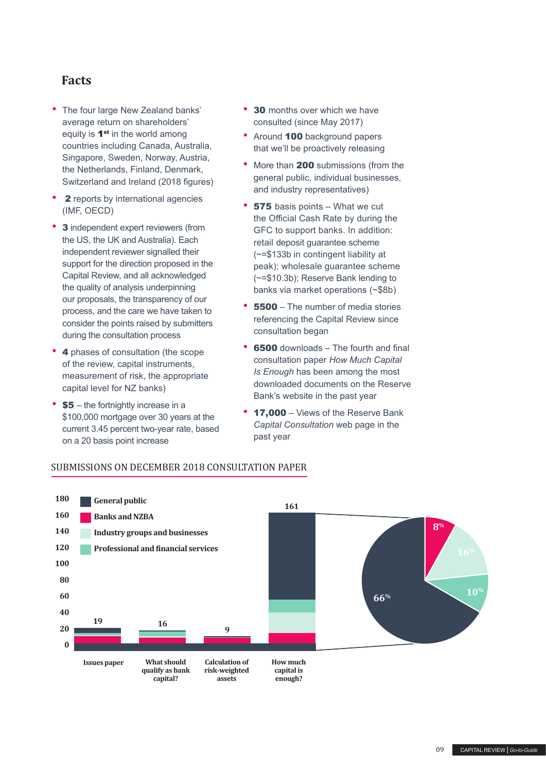## Facts

- The four large New Zealand banks' average return on shareholders' equity is **1st** in the world among countries including Canada, Australia, Singapore, Sweden, Norway, Austria, the Netherlands, Finland, Denmark, Switzerland and Ireland (2018 figures)
- **2** reports by international agencies (IMF, OECD)
- **3** independent expert reviewers (from the US, the UK and Australia). Each independent reviewer signalled their support for the direction proposed in the Capital Review, and all acknowledged the quality of analysis underpinning our proposals, the transparency of our process, and the care we have taken to consider the points raised by submitters during the consultation process
- **4** phases of consultation (the scope of the review, capital instruments, measurement of risk, the appropriate capital level for NZ banks)
- **$5** – the fortnightly increase in a $100,000 mortgage over 30 years at the current 3.45 percent two-year rate, based on a 20 basis point increase
- **30** months over which we have consulted (since May 2017)
- Around **100** background papers that we'll be proactively releasing
- More than **200** submissions (from the general public, individual businesses, and industry representatives)
- **575** basis points – What we cut the Official Cash Rate by during the GFC to support banks. In addition: retail deposit guarantee scheme (~=$133b in contingent liability at peak); wholesale guarantee scheme (~=$10.3b); Reserve Bank lending to banks via market operations (~$8b)
- **5500** – The number of media stories referencing the Capital Review since consultation began
- **6500** downloads – The fourth and final consultation paper *How Much Capital Is Enough* has been among the most downloaded documents on the Reserve Bank's website in the past year
- **17,000** – Views of the Reserve Bank *Capital Consultation* web page in the past year

### SUBMISSIONS ON DECEMBER 2018 CONSULTATION PAPER

| Consultation paper | Total submissions |
|---|---|
| Issues paper | 19 |
| What should qualify as bank capital? | 16 |
| Calculation of risk-weighted assets | 9 |
| How much capital is enough? | 161 |

Breakdown of "How much capital is enough?" submissions:

| Category | Share |
|---|---|
| General public | 66% |
| Banks and NZBA | 8% |
| Industry groups and businesses | 16% |
| Professional and financial services | 10% |